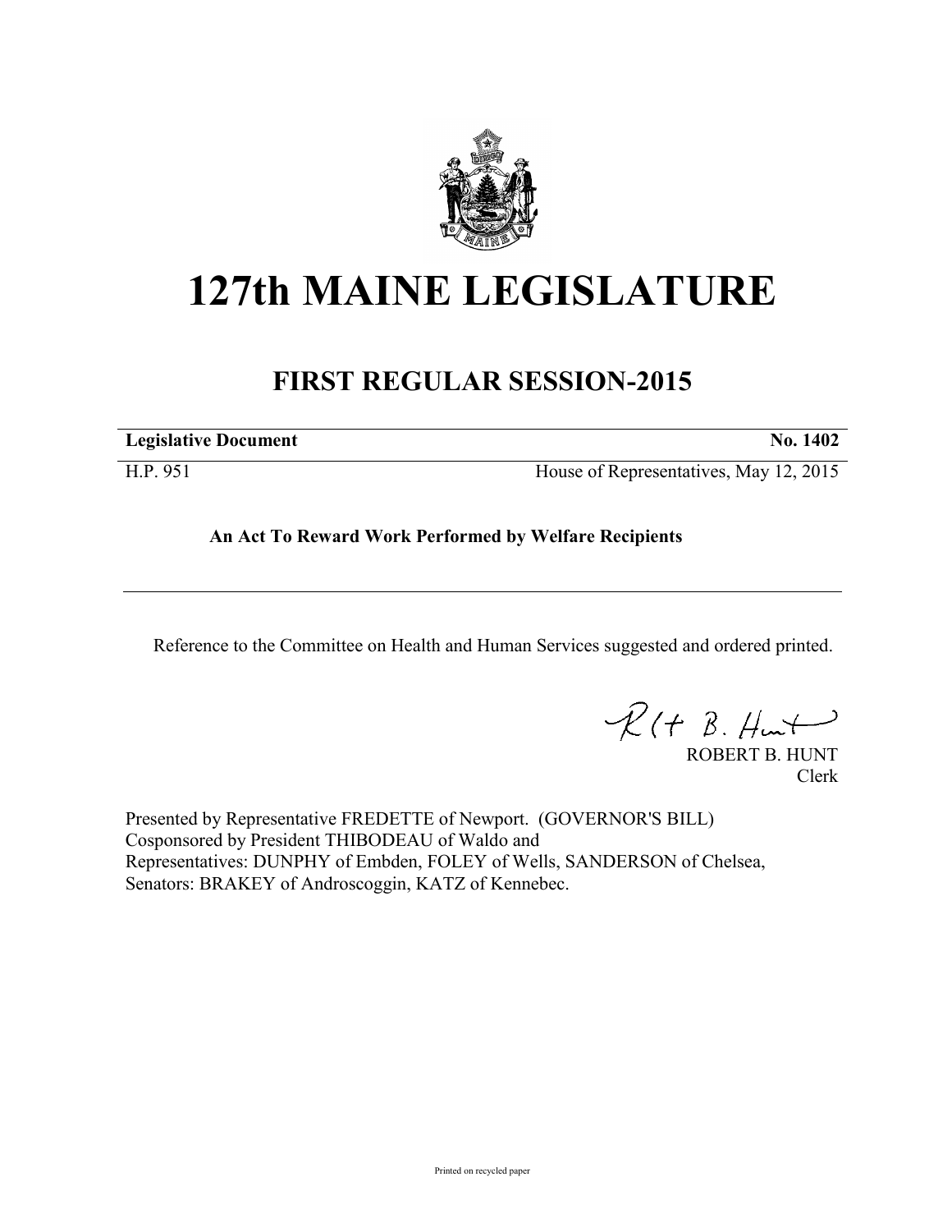# 127th MAINE LEGISLATURE

## FIRST REGULAR SESSION-2015

| **Legislative Document** | **No. 1402** |
|---|---|
| H.P. 951 | House of Representatives, May 12, 2015 |

**An Act To Reward Work Performed by Welfare Recipients**

Reference to the Committee on Health and Human Services suggested and ordered printed.

ROBERT B. HUNT
Clerk

Presented by Representative FREDETTE of Newport. (GOVERNOR'S BILL)
Cosponsored by President THIBODEAU of Waldo and
Representatives: DUNPHY of Embden, FOLEY of Wells, SANDERSON of Chelsea,
Senators: BRAKEY of Androscoggin, KATZ of Kennebec.

Printed on recycled paper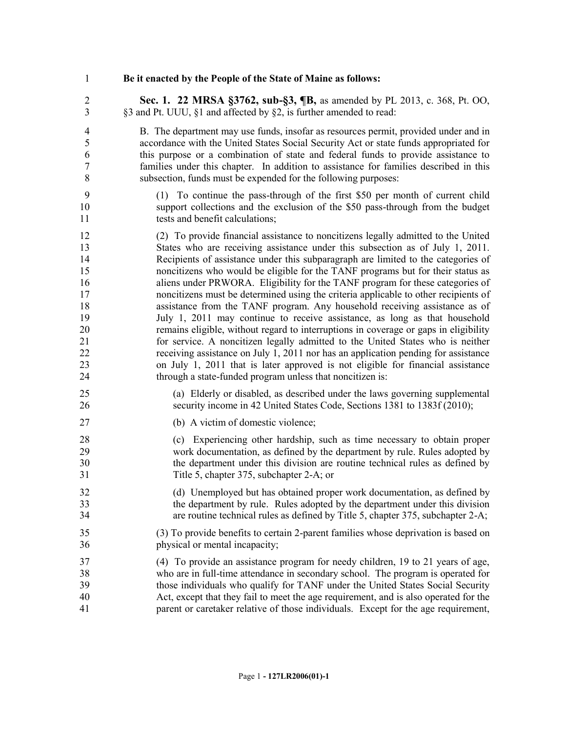**Be it enacted by the People of the State of Maine as follows:**

**Sec. 1. 22 MRSA §3762, sub-§3, ¶B,** as amended by PL 2013, c. 368, Pt. OO, §3 and Pt. UUU, §1 and affected by §2, is further amended to read:

B. The department may use funds, insofar as resources permit, provided under and in accordance with the United States Social Security Act or state funds appropriated for this purpose or a combination of state and federal funds to provide assistance to families under this chapter. In addition to assistance for families described in this subsection, funds must be expended for the following purposes:

(1) To continue the pass-through of the first $50 per month of current child support collections and the exclusion of the $50 pass-through from the budget tests and benefit calculations;

(2) To provide financial assistance to noncitizens legally admitted to the United States who are receiving assistance under this subsection as of July 1, 2011. Recipients of assistance under this subparagraph are limited to the categories of noncitizens who would be eligible for the TANF programs but for their status as aliens under PRWORA. Eligibility for the TANF program for these categories of noncitizens must be determined using the criteria applicable to other recipients of assistance from the TANF program. Any household receiving assistance as of July 1, 2011 may continue to receive assistance, as long as that household remains eligible, without regard to interruptions in coverage or gaps in eligibility for service. A noncitizen legally admitted to the United States who is neither receiving assistance on July 1, 2011 nor has an application pending for assistance on July 1, 2011 that is later approved is not eligible for financial assistance through a state-funded program unless that noncitizen is:

(a) Elderly or disabled, as described under the laws governing supplemental security income in 42 United States Code, Sections 1381 to 1383f (2010);

(b) A victim of domestic violence;

(c) Experiencing other hardship, such as time necessary to obtain proper work documentation, as defined by the department by rule. Rules adopted by the department under this division are routine technical rules as defined by Title 5, chapter 375, subchapter 2-A; or

(d) Unemployed but has obtained proper work documentation, as defined by the department by rule. Rules adopted by the department under this division are routine technical rules as defined by Title 5, chapter 375, subchapter 2-A;

(3) To provide benefits to certain 2-parent families whose deprivation is based on physical or mental incapacity;

(4) To provide an assistance program for needy children, 19 to 21 years of age, who are in full-time attendance in secondary school. The program is operated for those individuals who qualify for TANF under the United States Social Security Act, except that they fail to meet the age requirement, and is also operated for the parent or caretaker relative of those individuals. Except for the age requirement,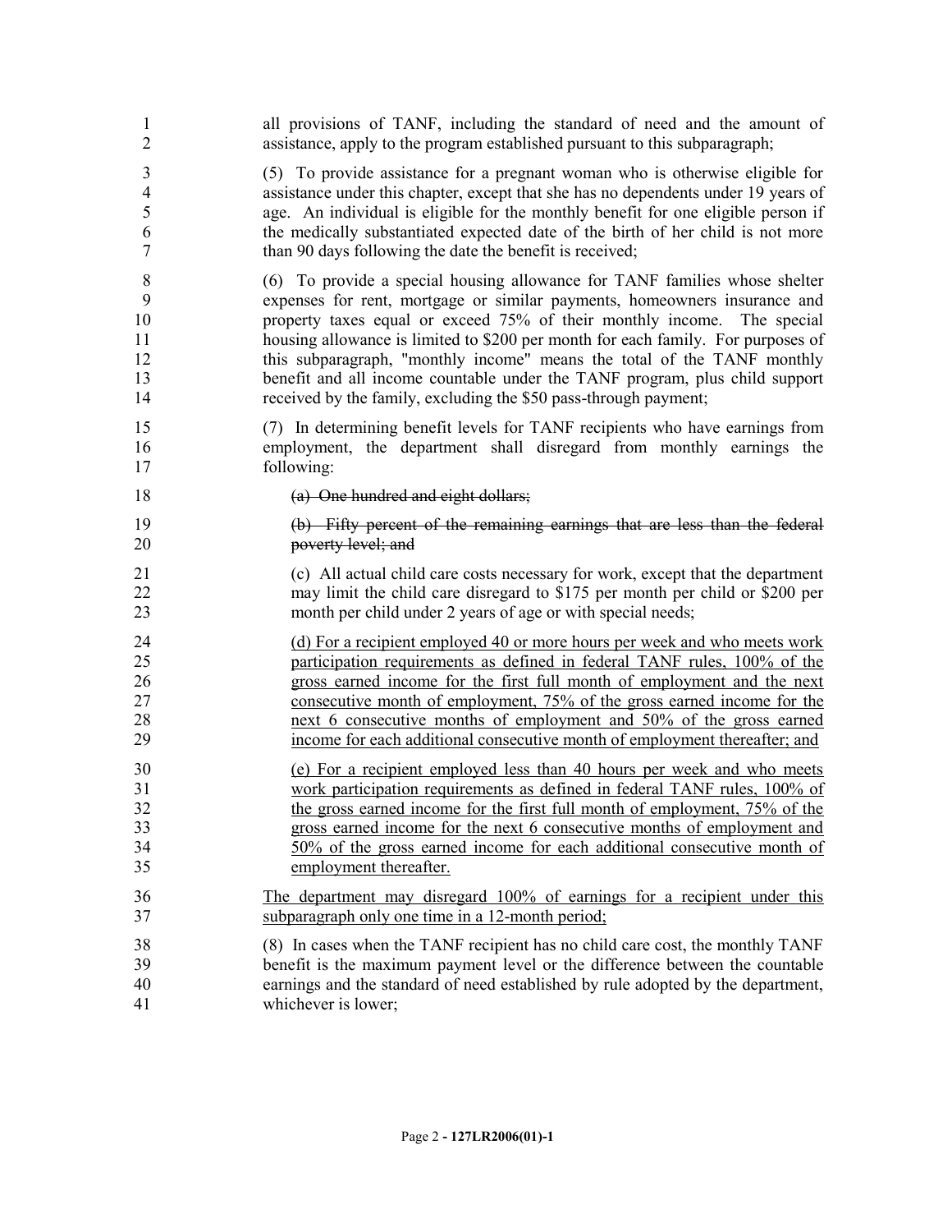all provisions of TANF, including the standard of need and the amount of assistance, apply to the program established pursuant to this subparagraph;

(5) To provide assistance for a pregnant woman who is otherwise eligible for assistance under this chapter, except that she has no dependents under 19 years of age. An individual is eligible for the monthly benefit for one eligible person if the medically substantiated expected date of the birth of her child is not more than 90 days following the date the benefit is received;

(6) To provide a special housing allowance for TANF families whose shelter expenses for rent, mortgage or similar payments, homeowners insurance and property taxes equal or exceed 75% of their monthly income. The special housing allowance is limited to $200 per month for each family. For purposes of this subparagraph, "monthly income" means the total of the TANF monthly benefit and all income countable under the TANF program, plus child support received by the family, excluding the $50 pass-through payment;

(7) In determining benefit levels for TANF recipients who have earnings from employment, the department shall disregard from monthly earnings the following:

~~(a) One hundred and eight dollars;~~

~~(b) Fifty percent of the remaining earnings that are less than the federal poverty level; and~~

(c) All actual child care costs necessary for work, except that the department may limit the child care disregard to $175 per month per child or $200 per month per child under 2 years of age or with special needs;

<u>(d) For a recipient employed 40 or more hours per week and who meets work participation requirements as defined in federal TANF rules, 100% of the gross earned income for the first full month of employment and the next consecutive month of employment, 75% of the gross earned income for the next 6 consecutive months of employment and 50% of the gross earned income for each additional consecutive month of employment thereafter; and</u>

<u>(e) For a recipient employed less than 40 hours per week and who meets work participation requirements as defined in federal TANF rules, 100% of the gross earned income for the first full month of employment, 75% of the gross earned income for the next 6 consecutive months of employment and 50% of the gross earned income for each additional consecutive month of employment thereafter.</u>

<u>The department may disregard 100% of earnings for a recipient under this subparagraph only one time in a 12-month period;</u>

(8) In cases when the TANF recipient has no child care cost, the monthly TANF benefit is the maximum payment level or the difference between the countable earnings and the standard of need established by rule adopted by the department, whichever is lower;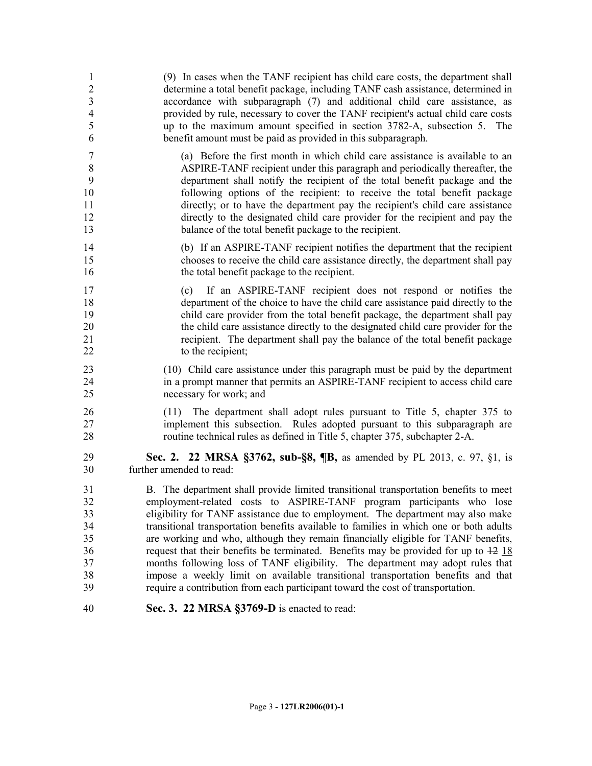(9) In cases when the TANF recipient has child care costs, the department shall determine a total benefit package, including TANF cash assistance, determined in accordance with subparagraph (7) and additional child care assistance, as provided by rule, necessary to cover the TANF recipient's actual child care costs up to the maximum amount specified in section 3782-A, subsection 5. The benefit amount must be paid as provided in this subparagraph.

(a) Before the first month in which child care assistance is available to an ASPIRE-TANF recipient under this paragraph and periodically thereafter, the department shall notify the recipient of the total benefit package and the following options of the recipient: to receive the total benefit package directly; or to have the department pay the recipient's child care assistance directly to the designated child care provider for the recipient and pay the balance of the total benefit package to the recipient.

(b) If an ASPIRE-TANF recipient notifies the department that the recipient chooses to receive the child care assistance directly, the department shall pay the total benefit package to the recipient.

(c) If an ASPIRE-TANF recipient does not respond or notifies the department of the choice to have the child care assistance paid directly to the child care provider from the total benefit package, the department shall pay the child care assistance directly to the designated child care provider for the recipient. The department shall pay the balance of the total benefit package to the recipient;

(10) Child care assistance under this paragraph must be paid by the department in a prompt manner that permits an ASPIRE-TANF recipient to access child care necessary for work; and

(11) The department shall adopt rules pursuant to Title 5, chapter 375 to implement this subsection. Rules adopted pursuant to this subparagraph are routine technical rules as defined in Title 5, chapter 375, subchapter 2-A.

**Sec. 2. 22 MRSA §3762, sub-§8, ¶B,** as amended by PL 2013, c. 97, §1, is further amended to read:

B. The department shall provide limited transitional transportation benefits to meet employment-related costs to ASPIRE-TANF program participants who lose eligibility for TANF assistance due to employment. The department may also make transitional transportation benefits available to families in which one or both adults are working and who, although they remain financially eligible for TANF benefits, request that their benefits be terminated. Benefits may be provided for up to ~~12~~ <u>18</u> months following loss of TANF eligibility. The department may adopt rules that impose a weekly limit on available transitional transportation benefits and that require a contribution from each participant toward the cost of transportation.

**Sec. 3. 22 MRSA §3769-D** is enacted to read: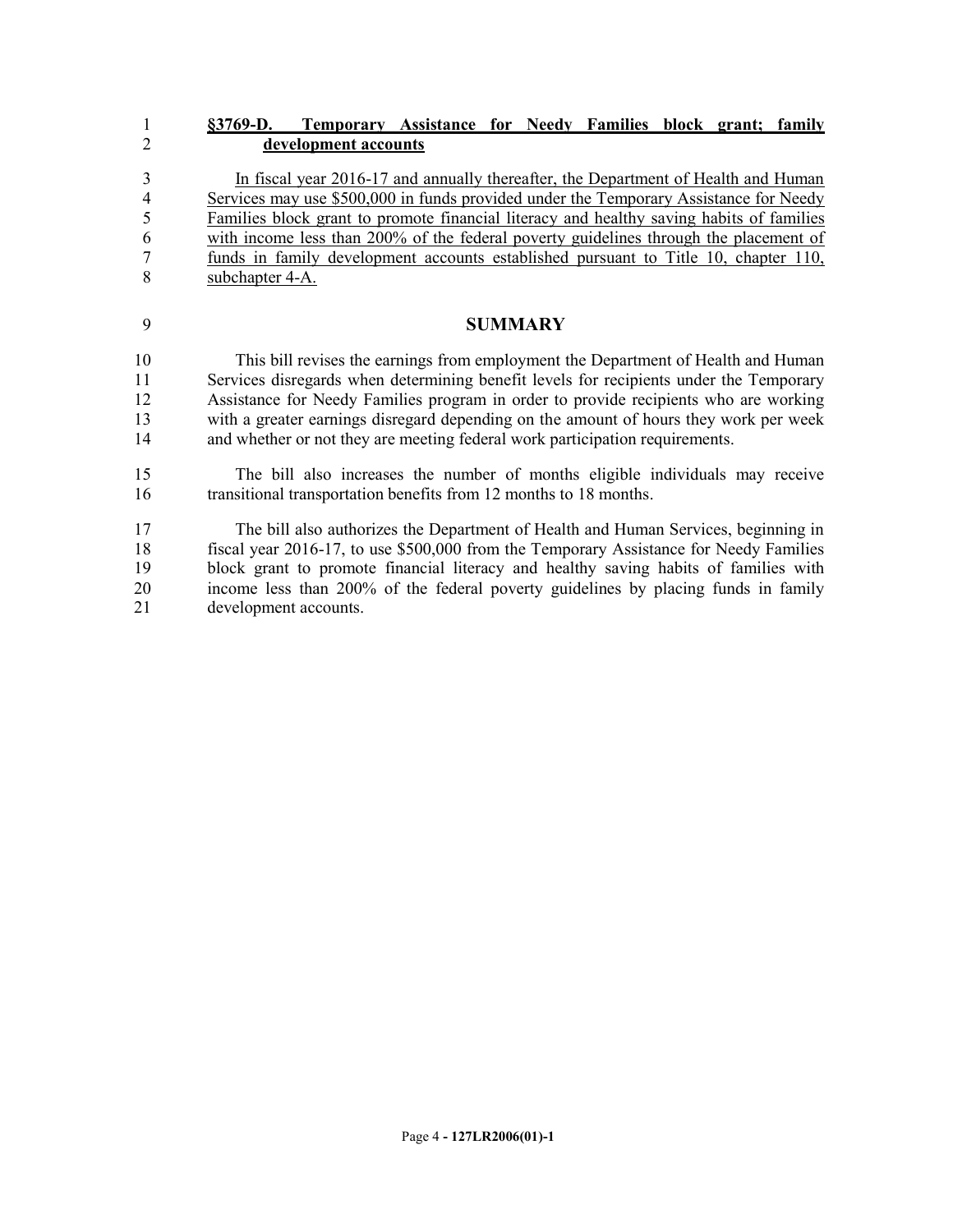**§3769-D. Temporary Assistance for Needy Families block grant; family development accounts**

In fiscal year 2016-17 and annually thereafter, the Department of Health and Human Services may use $500,000 in funds provided under the Temporary Assistance for Needy Families block grant to promote financial literacy and healthy saving habits of families with income less than 200% of the federal poverty guidelines through the placement of funds in family development accounts established pursuant to Title 10, chapter 110, subchapter 4-A.

## SUMMARY

This bill revises the earnings from employment the Department of Health and Human Services disregards when determining benefit levels for recipients under the Temporary Assistance for Needy Families program in order to provide recipients who are working with a greater earnings disregard depending on the amount of hours they work per week and whether or not they are meeting federal work participation requirements.

The bill also increases the number of months eligible individuals may receive transitional transportation benefits from 12 months to 18 months.

The bill also authorizes the Department of Health and Human Services, beginning in fiscal year 2016-17, to use $500,000 from the Temporary Assistance for Needy Families block grant to promote financial literacy and healthy saving habits of families with income less than 200% of the federal poverty guidelines by placing funds in family development accounts.